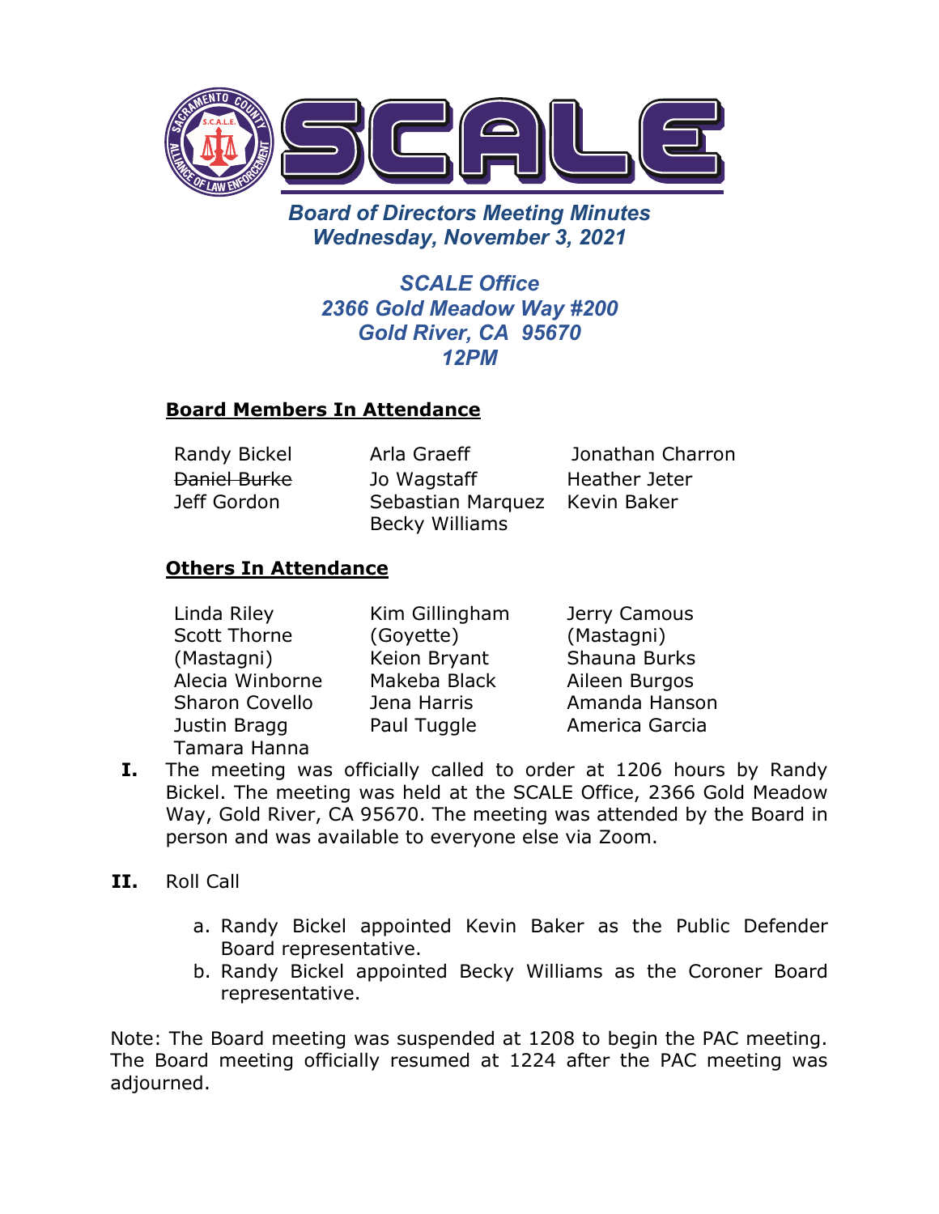# SCALE

## Board of Directors Meeting Minutes
## Wednesday, November 3, 2021

### SCALE Office
### 2366 Gold Meadow Way #200
### Gold River, CA 95670
### 12PM

**Board Members In Attendance**

| | | |
|---|---|---|
| Randy Bickel | Arla Graeff | Jonathan Charron |
| ~~Daniel Burke~~ | Jo Wagstaff | Heather Jeter |
| Jeff Gordon | Sebastian Marquez | Kevin Baker |
| | Becky Williams | |

**Others In Attendance**

| | | |
|---|---|---|
| Linda Riley | Kim Gillingham (Goyette) | Jerry Camous (Mastagni) |
| Scott Thorne (Mastagni) | Keion Bryant | Shauna Burks |
| Alecia Winborne | Makeba Black | Aileen Burgos |
| Sharon Covello | Jena Harris | Amanda Hanson |
| Justin Bragg | Paul Tuggle | America Garcia |
| Tamara Hanna | | |

**I.** The meeting was officially called to order at 1206 hours by Randy Bickel. The meeting was held at the SCALE Office, 2366 Gold Meadow Way, Gold River, CA 95670. The meeting was attended by the Board in person and was available to everyone else via Zoom.

**II.** Roll Call

a. Randy Bickel appointed Kevin Baker as the Public Defender Board representative.
b. Randy Bickel appointed Becky Williams as the Coroner Board representative.

Note: The Board meeting was suspended at 1208 to begin the PAC meeting. The Board meeting officially resumed at 1224 after the PAC meeting was adjourned.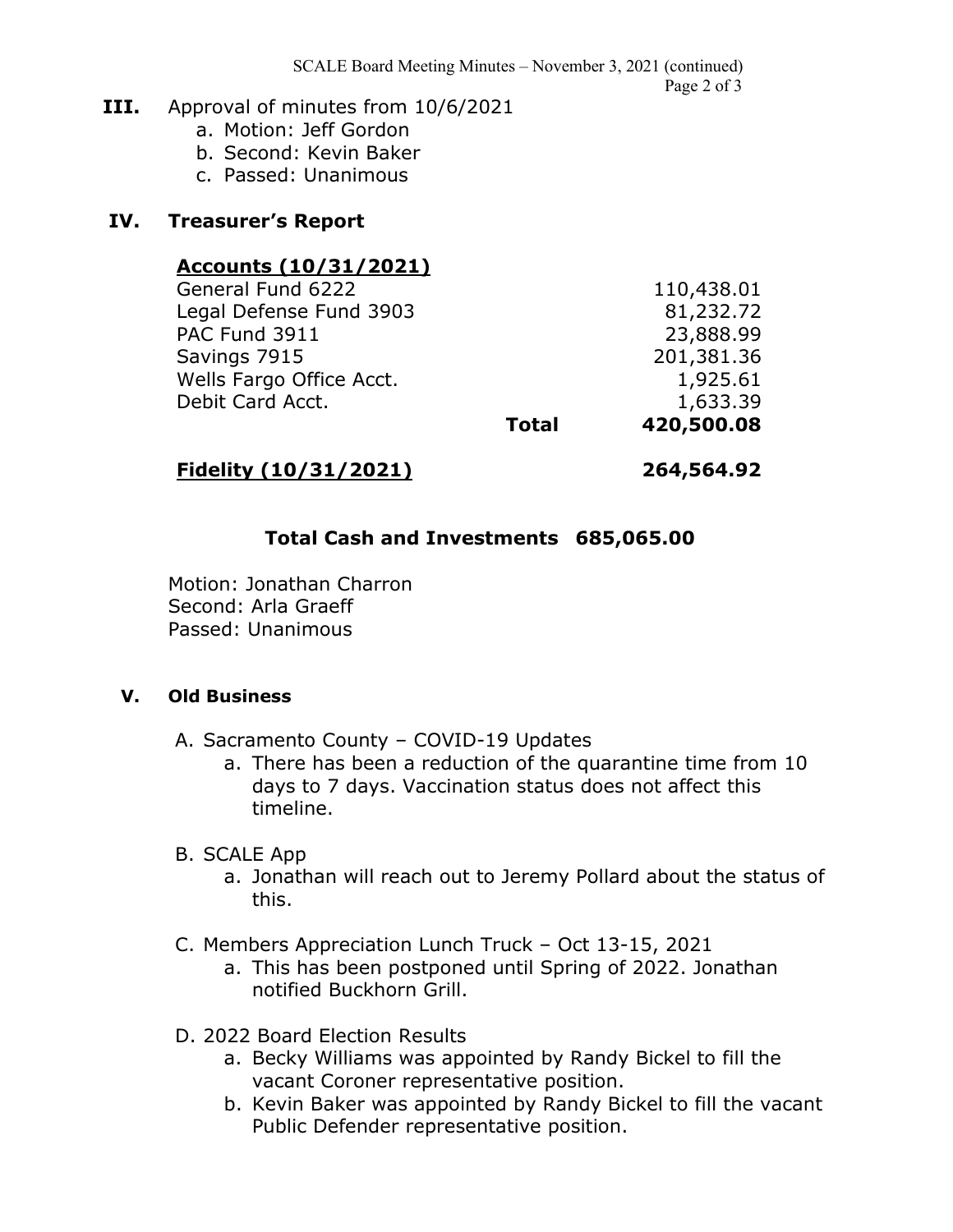**III.** Approval of minutes from 10/6/2021

a. Motion: Jeff Gordon
b. Second: Kevin Baker
c. Passed: Unanimous

**IV. Treasurer's Report**

**Accounts (10/31/2021)**

| | | |
|---|---|---|
| General Fund 6222 | | 110,438.01 |
| Legal Defense Fund 3903 | | 81,232.72 |
| PAC Fund 3911 | | 23,888.99 |
| Savings 7915 | | 201,381.36 |
| Wells Fargo Office Acct. | | 1,925.61 |
| Debit Card Acct. | | 1,633.39 |
| | **Total** | **420,500.08** |
| **Fidelity (10/31/2021)** | | **264,564.92** |

**Total Cash and Investments 685,065.00**

Motion: Jonathan Charron
Second: Arla Graeff
Passed: Unanimous

**V. Old Business**

A. Sacramento County – COVID-19 Updates
   a. There has been a reduction of the quarantine time from 10 days to 7 days. Vaccination status does not affect this timeline.

B. SCALE App
   a. Jonathan will reach out to Jeremy Pollard about the status of this.

C. Members Appreciation Lunch Truck – Oct 13-15, 2021
   a. This has been postponed until Spring of 2022. Jonathan notified Buckhorn Grill.

D. 2022 Board Election Results
   a. Becky Williams was appointed by Randy Bickel to fill the vacant Coroner representative position.
   b. Kevin Baker was appointed by Randy Bickel to fill the vacant Public Defender representative position.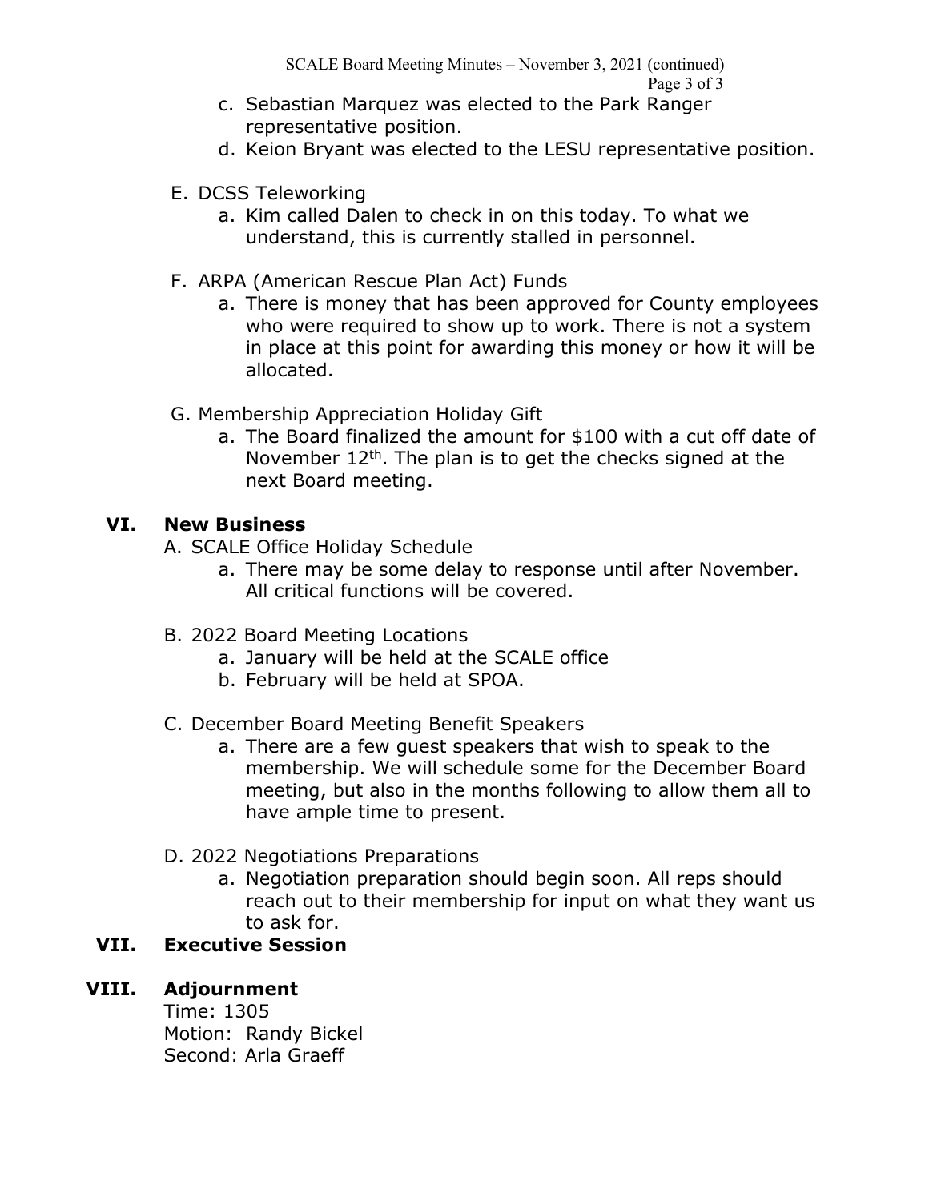c. Sebastian Marquez was elected to the Park Ranger representative position.
d. Keion Bryant was elected to the LESU representative position.

E. DCSS Teleworking
   a. Kim called Dalen to check in on this today. To what we understand, this is currently stalled in personnel.

F. ARPA (American Rescue Plan Act) Funds
   a. There is money that has been approved for County employees who were required to show up to work. There is not a system in place at this point for awarding this money or how it will be allocated.

G. Membership Appreciation Holiday Gift
   a. The Board finalized the amount for $100 with a cut off date of November 12th. The plan is to get the checks signed at the next Board meeting.

## VI. New Business

A. SCALE Office Holiday Schedule
   a. There may be some delay to response until after November. All critical functions will be covered.

B. 2022 Board Meeting Locations
   a. January will be held at the SCALE office
   b. February will be held at SPOA.

C. December Board Meeting Benefit Speakers
   a. There are a few guest speakers that wish to speak to the membership. We will schedule some for the December Board meeting, but also in the months following to allow them all to have ample time to present.

D. 2022 Negotiations Preparations
   a. Negotiation preparation should begin soon. All reps should reach out to their membership for input on what they want us to ask for.

## VII. Executive Session

## VIII. Adjournment

Time: 1305
Motion: Randy Bickel
Second: Arla Graeff